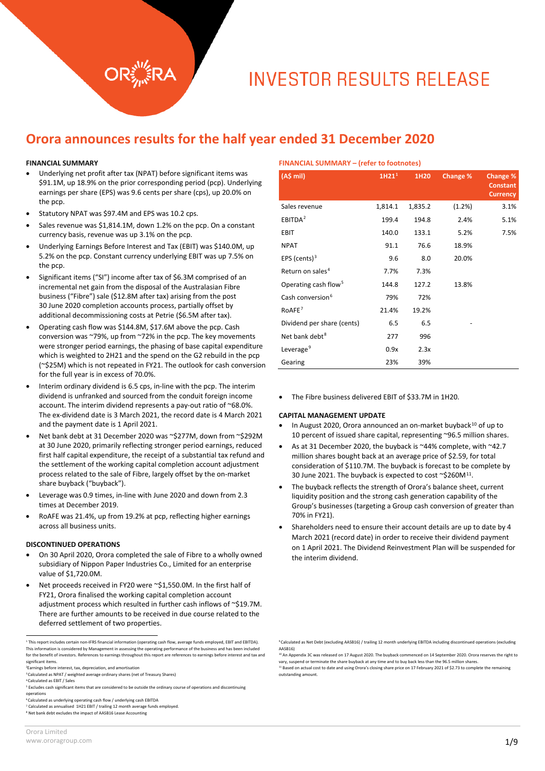# INVESTOR RESULTS RELEASE

## Orora announces results for the half year ended 31 December 2020

### FINANCIAL SUMMARY

- Underlying net profit after tax (NPAT) before significant items was \$91.1M, up 18.9% on the prior corresponding period (pcp). Underlying earnings per share (EPS) was 9.6 cents per share (cps), up 20.0% on the pcp.
- Statutory NPAT was \$97.4M and EPS was 10.2 cps.
- Sales revenue was \$1,814.1M, down 1.2% on the pcp. On a constant currency basis, revenue was up 3.1% on the pcp.
- Underlying Earnings Before Interest and Tax (EBIT) was \$140.0M, up 5.2% on the pcp. Constant currency underlying EBIT was up 7.5% on the pcp.
- Significant items ("SI") income after tax of \$6.3M comprised of an incremental net gain from the disposal of the Australasian Fibre business ("Fibre") sale (\$12.8M after tax) arising from the post 30 June 2020 completion accounts process, partially offset by additional decommissioning costs at Petrie (\$6.5M after tax).
- Operating cash flow was \$144.8M, \$17.6M above the pcp. Cash conversion was ~79%, up from ~72% in the pcp. The key movements were stronger period earnings, the phasing of base capital expenditure which is weighted to 2H21 and the spend on the G2 rebuild in the pcp (~\$25M) which is not repeated in FY21. The outlook for cash conversion for the full year is in excess of 70.0%.
- Interim ordinary dividend is 6.5 cps, in-line with the pcp. The interim dividend is unfranked and sourced from the conduit foreign income account. The interim dividend represents a pay-out ratio of ~68.0%. The ex-dividend date is 3 March 2021, the record date is 4 March 2021 and the payment date is 1 April 2021.
- Net bank debt at 31 December 2020 was ~\$277M, down from ~\$292M at 30 June 2020, primarily reflecting stronger period earnings, reduced first half capital expenditure, the receipt of a substantial tax refund and the settlement of the working capital completion account adjustment process related to the sale of Fibre, largely offset by the on-market share buyback ("buyback").
- Leverage was 0.9 times, in-line with June 2020 and down from 2.3 times at December 2019.
- RoAFE was 21.4%, up from 19.2% at pcp, reflecting higher earnings across all business units.

### DISCONTINUED OPERATIONS

- On 30 April 2020, Orora completed the sale of Fibre to a wholly owned subsidiary of Nippon Paper Industries Co., Limited for an enterprise value of \$1,720.0M.
- Net proceeds received in FY20 were ~\$1,550.0M. In the first half of FY21, Orora finalised the working capital completion account adjustment process which resulted in further cash inflows of ~\$19.7M. There are further amounts to be received in due course related to the deferred settlement of two properties.

### FINANCIAL SUMMARY – (refer to footnotes)

| (A\$ mil) | 1H21[1] | 1H20 | Change % | Change % Constant Currency |
|---|---|---|---|---|
| Sales revenue | 1,814.1 | 1,835.2 | (1.2%) | 3.1% |
| EBITDA[2] | 199.4 | 194.8 | 2.4% | 5.1% |
| EBIT | 140.0 | 133.1 | 5.2% | 7.5% |
| NPAT | 91.1 | 76.6 | 18.9% | |
| EPS (cents)[3] | 9.6 | 8.0 | 20.0% | |
| Return on sales[4] | 7.7% | 7.3% | | |
| Operating cash flow[5] | 144.8 | 127.2 | 13.8% | |
| Cash conversion[6] | 79% | 72% | | |
| RoAFE[7] | 21.4% | 19.2% | | |
| Dividend per share (cents) | 6.5 | 6.5 | - | |
| Net bank debt[8] | 277 | 996 | | |
| Leverage[9] | 0.9x | 2.3x | | |
| Gearing | 23% | 39% | | |

- The Fibre business delivered EBIT of \$33.7M in 1H20.

### CAPITAL MANAGEMENT UPDATE

- In August 2020, Orora announced an on-market buyback[10] of up to 10 percent of issued share capital, representing ~96.5 million shares.
- As at 31 December 2020, the buyback is ~44% complete, with ~42.7 million shares bought back at an average price of \$2.59, for total consideration of \$110.7M. The buyback is forecast to be complete by 30 June 2021. The buyback is expected to cost ~\$260M[11].
- The buyback reflects the strength of Orora's balance sheet, current liquidity position and the strong cash generation capability of the Group's businesses (targeting a Group cash conversion of greater than 70% in FY21).
- Shareholders need to ensure their account details are up to date by 4 March 2021 (record date) in order to receive their dividend payment on 1 April 2021. The Dividend Reinvestment Plan will be suspended for the interim dividend.

---

[1] This report includes certain non-IFRS financial information (operating cash flow, average funds employed, EBIT and EBITDA). This information is considered by Management in assessing the operating performance of the business and has been included for the benefit of investors. References to earnings throughout this report are references to earnings before interest and tax and significant items.
[2] Earnings before interest, tax, depreciation, and amortisation
[3] Calculated as NPAT / weighted average ordinary shares (net of Treasury Shares)
[4] Calculated as EBIT / Sales
[5] Excludes cash significant items that are considered to be outside the ordinary course of operations and discontinuing operations
[6] Calculated as underlying operating cash flow / underlying cash EBITDA
[7] Calculated as annualised 1H21 EBIT / trailing 12 month average funds employed.
[8] Net bank debt excludes the impact of AASB16 Lease Accounting
[9] Calculated as Net Debt (excluding AASB16) / trailing 12 month underlying EBITDA including discontinued operations (excluding AASB16)
[10] An Appendix 3C was released on 17 August 2020. The buyback commenced on 14 September 2020. Orora reserves the right to vary, suspend or terminate the share buyback at any time and to buy back less than the 96.5 million shares.
[11] Based on actual cost to date and using Orora's closing share price on 17 February 2021 of \$2.73 to complete the remaining outstanding amount.

Orora Limited
www.ororagroup.com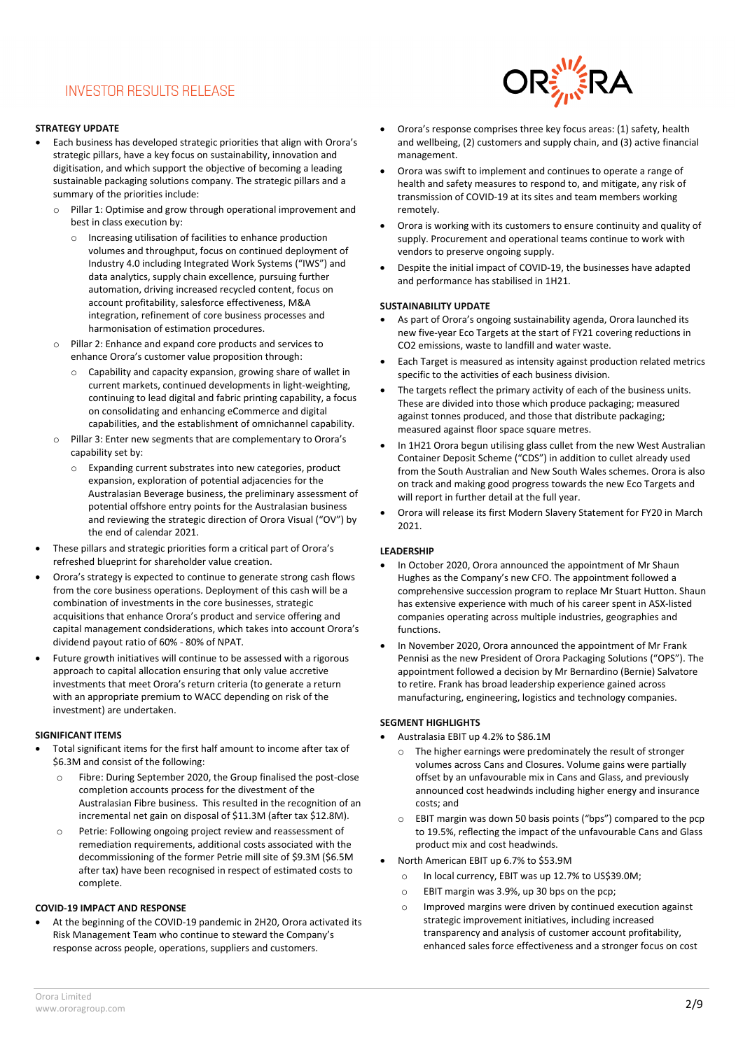## STRATEGY UPDATE

- Each business has developed strategic priorities that align with Orora's strategic pillars, have a key focus on sustainability, innovation and digitisation, and which support the objective of becoming a leading sustainable packaging solutions company. The strategic pillars and a summary of the priorities include:
  - Pillar 1: Optimise and grow through operational improvement and best in class execution by:
    - Increasing utilisation of facilities to enhance production volumes and throughput, focus on continued deployment of Industry 4.0 including Integrated Work Systems ("IWS") and data analytics, supply chain excellence, pursuing further automation, driving increased recycled content, focus on account profitability, salesforce effectiveness, M&A integration, refinement of core business processes and harmonisation of estimation procedures.
  - Pillar 2: Enhance and expand core products and services to enhance Orora's customer value proposition through:
    - Capability and capacity expansion, growing share of wallet in current markets, continued developments in light-weighting, continuing to lead digital and fabric printing capability, a focus on consolidating and enhancing eCommerce and digital capabilities, and the establishment of omnichannel capability.
  - Pillar 3: Enter new segments that are complementary to Orora's capability set by:
    - Expanding current substrates into new categories, product expansion, exploration of potential adjacencies for the Australasian Beverage business, the preliminary assessment of potential offshore entry points for the Australasian business and reviewing the strategic direction of Orora Visual ("OV") by the end of calendar 2021.
- These pillars and strategic priorities form a critical part of Orora's refreshed blueprint for shareholder value creation.
- Orora's strategy is expected to continue to generate strong cash flows from the core business operations. Deployment of this cash will be a combination of investments in the core businesses, strategic acquisitions that enhance Orora's product and service offering and capital management condsiderations, which takes into account Orora's dividend payout ratio of 60% - 80% of NPAT.
- Future growth initiatives will continue to be assessed with a rigorous approach to capital allocation ensuring that only value accretive investments that meet Orora's return criteria (to generate a return with an appropriate premium to WACC depending on risk of the investment) are undertaken.

## SIGNIFICANT ITEMS

- Total significant items for the first half amount to income after tax of $6.3M and consist of the following:
  - Fibre: During September 2020, the Group finalised the post-close completion accounts process for the divestment of the Australasian Fibre business. This resulted in the recognition of an incremental net gain on disposal of $11.3M (after tax $12.8M).
  - Petrie: Following ongoing project review and reassessment of remediation requirements, additional costs associated with the decommissioning of the former Petrie mill site of $9.3M ($6.5M after tax) have been recognised in respect of estimated costs to complete.

## COVID-19 IMPACT AND RESPONSE

- At the beginning of the COVID-19 pandemic in 2H20, Orora activated its Risk Management Team who continue to steward the Company's response across people, operations, suppliers and customers.
- Orora's response comprises three key focus areas: (1) safety, health and wellbeing, (2) customers and supply chain, and (3) active financial management.
- Orora was swift to implement and continues to operate a range of health and safety measures to respond to, and mitigate, any risk of transmission of COVID-19 at its sites and team members working remotely.
- Orora is working with its customers to ensure continuity and quality of supply. Procurement and operational teams continue to work with vendors to preserve ongoing supply.
- Despite the initial impact of COVID-19, the businesses have adapted and performance has stabilised in 1H21.

## SUSTAINABILITY UPDATE

- As part of Orora's ongoing sustainability agenda, Orora launched its new five-year Eco Targets at the start of FY21 covering reductions in CO2 emissions, waste to landfill and water waste.
- Each Target is measured as intensity against production related metrics specific to the activities of each business division.
- The targets reflect the primary activity of each of the business units. These are divided into those which produce packaging; measured against tonnes produced, and those that distribute packaging; measured against floor space square metres.
- In 1H21 Orora begun utilising glass cullet from the new West Australian Container Deposit Scheme ("CDS") in addition to cullet already used from the South Australian and New South Wales schemes. Orora is also on track and making good progress towards the new Eco Targets and will report in further detail at the full year.
- Orora will release its first Modern Slavery Statement for FY20 in March 2021.

## LEADERSHIP

- In October 2020, Orora announced the appointment of Mr Shaun Hughes as the Company's new CFO. The appointment followed a comprehensive succession program to replace Mr Stuart Hutton. Shaun has extensive experience with much of his career spent in ASX-listed companies operating across multiple industries, geographies and functions.
- In November 2020, Orora announced the appointment of Mr Frank Pennisi as the new President of Orora Packaging Solutions ("OPS"). The appointment followed a decision by Mr Bernardino (Bernie) Salvatore to retire. Frank has broad leadership experience gained across manufacturing, engineering, logistics and technology companies.

## SEGMENT HIGHLIGHTS

- Australasia EBIT up 4.2% to $86.1M
  - The higher earnings were predominately the result of stronger volumes across Cans and Closures. Volume gains were partially offset by an unfavourable mix in Cans and Glass, and previously announced cost headwinds including higher energy and insurance costs; and
  - EBIT margin was down 50 basis points ("bps") compared to the pcp to 19.5%, reflecting the impact of the unfavourable Cans and Glass product mix and cost headwinds.
- North American EBIT up 6.7% to $53.9M
  - In local currency, EBIT was up 12.7% to US$39.0M;
  - EBIT margin was 3.9%, up 30 bps on the pcp;
  - Improved margins were driven by continued execution against strategic improvement initiatives, including increased transparency and analysis of customer account profitability, enhanced sales force effectiveness and a stronger focus on cost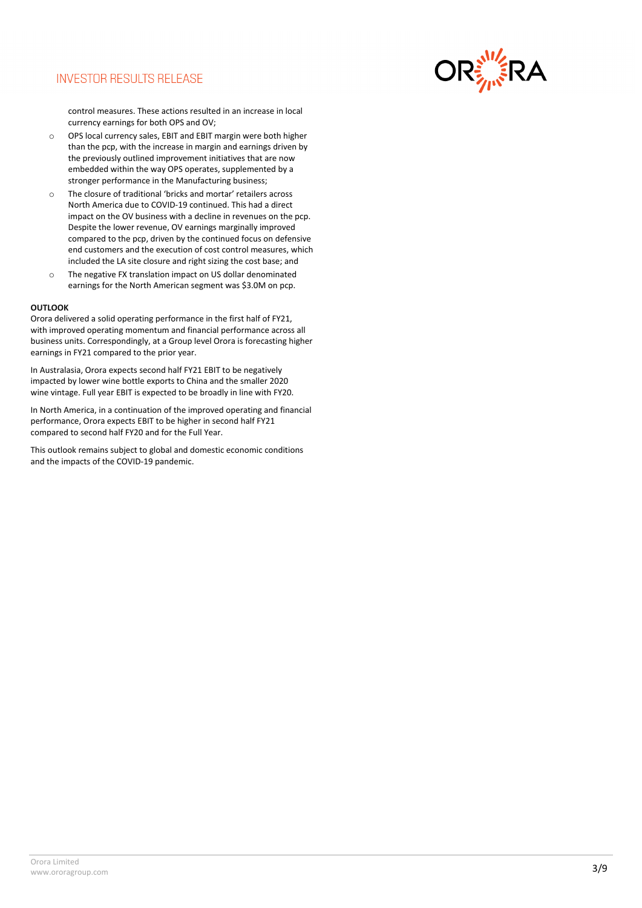control measures. These actions resulted in an increase in local currency earnings for both OPS and OV;

- OPS local currency sales, EBIT and EBIT margin were both higher than the pcp, with the increase in margin and earnings driven by the previously outlined improvement initiatives that are now embedded within the way OPS operates, supplemented by a stronger performance in the Manufacturing business;
- The closure of traditional 'bricks and mortar' retailers across North America due to COVID-19 continued. This had a direct impact on the OV business with a decline in revenues on the pcp. Despite the lower revenue, OV earnings marginally improved compared to the pcp, driven by the continued focus on defensive end customers and the execution of cost control measures, which included the LA site closure and right sizing the cost base; and
- The negative FX translation impact on US dollar denominated earnings for the North American segment was $3.0M on pcp.

**OUTLOOK**

Orora delivered a solid operating performance in the first half of FY21, with improved operating momentum and financial performance across all business units. Correspondingly, at a Group level Orora is forecasting higher earnings in FY21 compared to the prior year.

In Australasia, Orora expects second half FY21 EBIT to be negatively impacted by lower wine bottle exports to China and the smaller 2020 wine vintage. Full year EBIT is expected to be broadly in line with FY20.

In North America, in a continuation of the improved operating and financial performance, Orora expects EBIT to be higher in second half FY21 compared to second half FY20 and for the Full Year.

This outlook remains subject to global and domestic economic conditions and the impacts of the COVID-19 pandemic.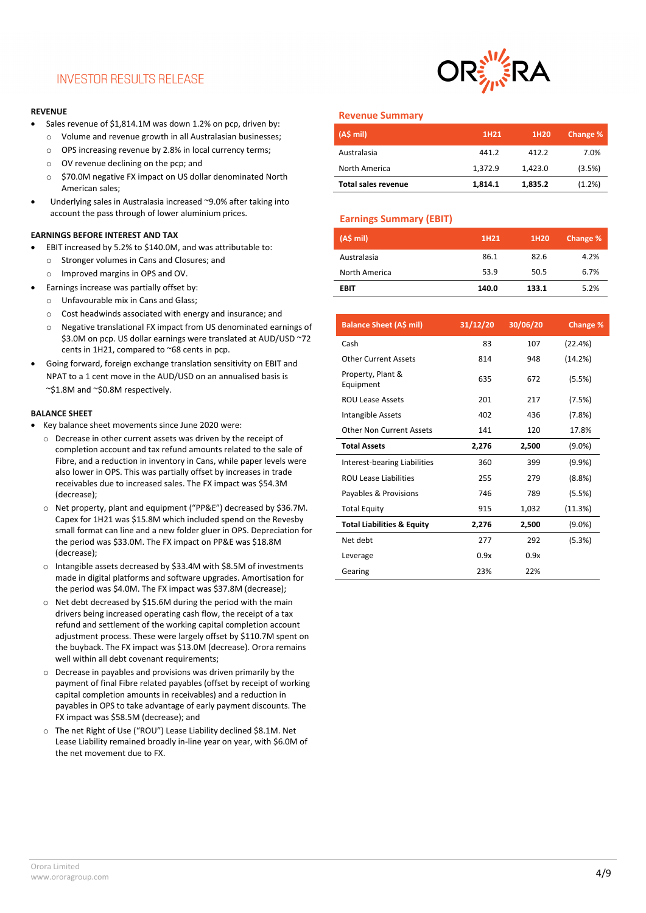# INVESTOR RESULTS RELEASE

### REVENUE

- Sales revenue of $1,814.1M was down 1.2% on pcp, driven by:
  - Volume and revenue growth in all Australasian businesses;
  - OPS increasing revenue by 2.8% in local currency terms;
  - OV revenue declining on the pcp; and
  - $70.0M negative FX impact on US dollar denominated North American sales;
- Underlying sales in Australasia increased ~9.0% after taking into account the pass through of lower aluminium prices.

### EARNINGS BEFORE INTEREST AND TAX

- EBIT increased by 5.2% to $140.0M, and was attributable to:
  - Stronger volumes in Cans and Closures; and
  - Improved margins in OPS and OV.
- Earnings increase was partially offset by:
  - Unfavourable mix in Cans and Glass;
  - Cost headwinds associated with energy and insurance; and
  - Negative translational FX impact from US denominated earnings of $3.0M on pcp. US dollar earnings were translated at AUD/USD ~72 cents in 1H21, compared to ~68 cents in pcp.
- Going forward, foreign exchange translation sensitivity on EBIT and NPAT to a 1 cent move in the AUD/USD on an annualised basis is ~$1.8M and ~$0.8M respectively.

### BALANCE SHEET

- Key balance sheet movements since June 2020 were:
  - Decrease in other current assets was driven by the receipt of completion account and tax refund amounts related to the sale of Fibre, and a reduction in inventory in Cans, while paper levels were also lower in OPS. This was partially offset by increases in trade receivables due to increased sales. The FX impact was $54.3M (decrease);
  - Net property, plant and equipment ("PP&E") decreased by $36.7M. Capex for 1H21 was $15.8M which included spend on the Revesby small format can line and a new folder gluer in OPS. Depreciation for the period was $33.0M. The FX impact on PP&E was $18.8M (decrease);
  - Intangible assets decreased by $33.4M with $8.5M of investments made in digital platforms and software upgrades. Amortisation for the period was $4.0M. The FX impact was $37.8M (decrease);
  - Net debt decreased by $15.6M during the period with the main drivers being increased operating cash flow, the receipt of a tax refund and settlement of the working capital completion account adjustment process. These were largely offset by $110.7M spent on the buyback. The FX impact was $13.0M (decrease). Orora remains well within all debt covenant requirements;
  - Decrease in payables and provisions was driven primarily by the payment of final Fibre related payables (offset by receipt of working capital completion amounts in receivables) and a reduction in payables in OPS to take advantage of early payment discounts. The FX impact was $58.5M (decrease); and
  - The net Right of Use ("ROU") Lease Liability declined $8.1M. Net Lease Liability remained broadly in-line year on year, with $6.0M of the net movement due to FX.

### Revenue Summary

| (A$ mil) | 1H21 | 1H20 | Change % |
|---|---|---|---|
| Australasia | 441.2 | 412.2 | 7.0% |
| North America | 1,372.9 | 1,423.0 | (3.5%) |
| **Total sales revenue** | **1,814.1** | **1,835.2** | (1.2%) |

### Earnings Summary (EBIT)

| (A$ mil) | 1H21 | 1H20 | Change % |
|---|---|---|---|
| Australasia | 86.1 | 82.6 | 4.2% |
| North America | 53.9 | 50.5 | 6.7% |
| **EBIT** | **140.0** | **133.1** | 5.2% |

| Balance Sheet (A$ mil) | 31/12/20 | 30/06/20 | Change % |
|---|---|---|---|
| Cash | 83 | 107 | (22.4%) |
| Other Current Assets | 814 | 948 | (14.2%) |
| Property, Plant & Equipment | 635 | 672 | (5.5%) |
| ROU Lease Assets | 201 | 217 | (7.5%) |
| Intangible Assets | 402 | 436 | (7.8%) |
| Other Non Current Assets | 141 | 120 | 17.8% |
| **Total Assets** | **2,276** | **2,500** | (9.0%) |
| Interest-bearing Liabilities | 360 | 399 | (9.9%) |
| ROU Lease Liabilities | 255 | 279 | (8.8%) |
| Payables & Provisions | 746 | 789 | (5.5%) |
| Total Equity | 915 | 1,032 | (11.3%) |
| **Total Liabilities & Equity** | **2,276** | **2,500** | (9.0%) |
| Net debt | 277 | 292 | (5.3%) |
| Leverage | 0.9x | 0.9x | |
| Gearing | 23% | 22% | |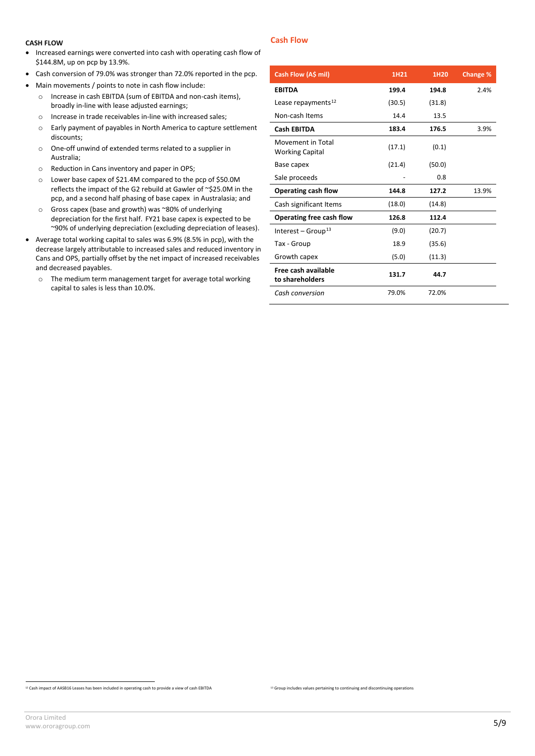### CASH FLOW

- Increased earnings were converted into cash with operating cash flow of $144.8M, up on pcp by 13.9%.
- Cash conversion of 79.0% was stronger than 72.0% reported in the pcp.
- Main movements / points to note in cash flow include:
  - Increase in cash EBITDA (sum of EBITDA and non-cash items), broadly in-line with lease adjusted earnings;
  - Increase in trade receivables in-line with increased sales;
  - Early payment of payables in North America to capture settlement discounts;
  - One-off unwind of extended terms related to a supplier in Australia;
  - Reduction in Cans inventory and paper in OPS;
  - Lower base capex of $21.4M compared to the pcp of $50.0M reflects the impact of the G2 rebuild at Gawler of ~$25.0M in the pcp, and a second half phasing of base capex in Australasia; and
  - Gross capex (base and growth) was ~80% of underlying depreciation for the first half. FY21 base capex is expected to be ~90% of underlying depreciation (excluding depreciation of leases).
- Average total working capital to sales was 6.9% (8.5% in pcp), with the decrease largely attributable to increased sales and reduced inventory in Cans and OPS, partially offset by the net impact of increased receivables and decreased payables.
  - The medium term management target for average total working capital to sales is less than 10.0%.

## Cash Flow

| Cash Flow (A$ mil) | 1H21 | 1H20 | Change % |
|---|---|---|---|
| **EBITDA** | **199.4** | **194.8** | 2.4% |
| Lease repayments[12] | (30.5) | (31.8) | |
| Non-cash Items | 14.4 | 13.5 | |
| **Cash EBITDA** | **183.4** | **176.5** | 3.9% |
| Movement in Total Working Capital | (17.1) | (0.1) | |
| Base capex | (21.4) | (50.0) | |
| Sale proceeds | - | 0.8 | |
| **Operating cash flow** | **144.8** | **127.2** | 13.9% |
| Cash significant Items | (18.0) | (14.8) | |
| **Operating free cash flow** | **126.8** | **112.4** | |
| Interest – Group[13] | (9.0) | (20.7) | |
| Tax - Group | 18.9 | (35.6) | |
| Growth capex | (5.0) | (11.3) | |
| **Free cash available to shareholders** | **131.7** | **44.7** | |
| *Cash conversion* | 79.0% | 72.0% | |

[12] Cash impact of AASB16 Leases has been included in operating cash to provide a view of cash EBITDA

[13] Group includes values pertaining to continuing and discontinuing operations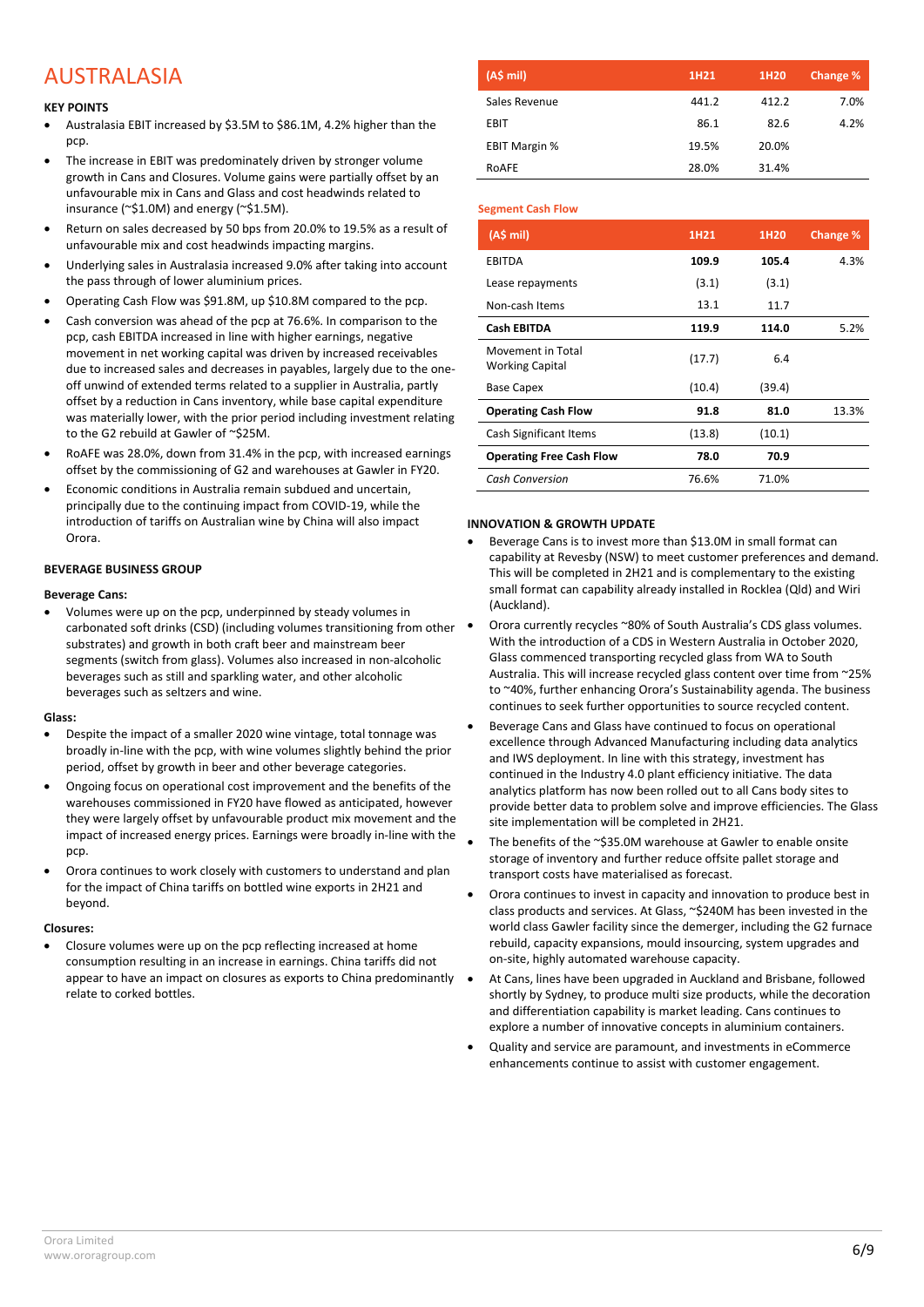# AUSTRALASIA

**KEY POINTS**

- Australasia EBIT increased by $3.5M to $86.1M, 4.2% higher than the pcp.
- The increase in EBIT was predominately driven by stronger volume growth in Cans and Closures. Volume gains were partially offset by an unfavourable mix in Cans and Glass and cost headwinds related to insurance (~$1.0M) and energy (~$1.5M).
- Return on sales decreased by 50 bps from 20.0% to 19.5% as a result of unfavourable mix and cost headwinds impacting margins.
- Underlying sales in Australasia increased 9.0% after taking into account the pass through of lower aluminium prices.
- Operating Cash Flow was $91.8M, up $10.8M compared to the pcp.
- Cash conversion was ahead of the pcp at 76.6%. In comparison to the pcp, cash EBITDA increased in line with higher earnings, negative movement in net working capital was driven by increased receivables due to increased sales and decreases in payables, largely due to the one-off unwind of extended terms related to a supplier in Australia, partly offset by a reduction in Cans inventory, while base capital expenditure was materially lower, with the prior period including investment relating to the G2 rebuild at Gawler of ~$25M.
- RoAFE was 28.0%, down from 31.4% in the pcp, with increased earnings offset by the commissioning of G2 and warehouses at Gawler in FY20.
- Economic conditions in Australia remain subdued and uncertain, principally due to the continuing impact from COVID-19, while the introduction of tariffs on Australian wine by China will also impact Orora.

**BEVERAGE BUSINESS GROUP**

**Beverage Cans:**

- Volumes were up on the pcp, underpinned by steady volumes in carbonated soft drinks (CSD) (including volumes transitioning from other substrates) and growth in both craft beer and mainstream beer segments (switch from glass). Volumes also increased in non-alcoholic beverages such as still and sparkling water, and other alcoholic beverages such as seltzers and wine.

**Glass:**

- Despite the impact of a smaller 2020 wine vintage, total tonnage was broadly in-line with the pcp, with wine volumes slightly behind the prior period, offset by growth in beer and other beverage categories.
- Ongoing focus on operational cost improvement and the benefits of the warehouses commissioned in FY20 have flowed as anticipated, however they were largely offset by unfavourable product mix movement and the impact of increased energy prices. Earnings were broadly in-line with the pcp.
- Orora continues to work closely with customers to understand and plan for the impact of China tariffs on bottled wine exports in 2H21 and beyond.

**Closures:**

- Closure volumes were up on the pcp reflecting increased at home consumption resulting in an increase in earnings. China tariffs did not appear to have an impact on closures as exports to China predominantly relate to corked bottles.

| (A$ mil) | 1H21 | 1H20 | Change % |
|---|---|---|---|
| Sales Revenue | 441.2 | 412.2 | 7.0% |
| EBIT | 86.1 | 82.6 | 4.2% |
| EBIT Margin % | 19.5% | 20.0% | |
| RoAFE | 28.0% | 31.4% | |

**Segment Cash Flow**

| (A$ mil) | 1H21 | 1H20 | Change % |
|---|---|---|---|
| EBITDA | **109.9** | **105.4** | 4.3% |
| Lease repayments | (3.1) | (3.1) | |
| Non-cash Items | 13.1 | 11.7 | |
| **Cash EBITDA** | **119.9** | **114.0** | 5.2% |
| Movement in Total Working Capital | (17.7) | 6.4 | |
| Base Capex | (10.4) | (39.4) | |
| **Operating Cash Flow** | **91.8** | **81.0** | 13.3% |
| Cash Significant Items | (13.8) | (10.1) | |
| **Operating Free Cash Flow** | **78.0** | **70.9** | |
| *Cash Conversion* | 76.6% | 71.0% | |

**INNOVATION & GROWTH UPDATE**

- Beverage Cans is to invest more than $13.0M in small format can capability at Revesby (NSW) to meet customer preferences and demand. This will be completed in 2H21 and is complementary to the existing small format can capability already installed in Rocklea (Qld) and Wiri (Auckland).
- Orora currently recycles ~80% of South Australia's CDS glass volumes. With the introduction of a CDS in Western Australia in October 2020, Glass commenced transporting recycled glass from WA to South Australia. This will increase recycled glass content over time from ~25% to ~40%, further enhancing Orora's Sustainability agenda. The business continues to seek further opportunities to source recycled content.
- Beverage Cans and Glass have continued to focus on operational excellence through Advanced Manufacturing including data analytics and IWS deployment. In line with this strategy, investment has continued in the Industry 4.0 plant efficiency initiative. The data analytics platform has now been rolled out to all Cans body sites to provide better data to problem solve and improve efficiencies. The Glass site implementation will be completed in 2H21.
- The benefits of the ~$35.0M warehouse at Gawler to enable onsite storage of inventory and further reduce offsite pallet storage and transport costs have materialised as forecast.
- Orora continues to invest in capacity and innovation to produce best in class products and services. At Glass, ~$240M has been invested in the world class Gawler facility since the demerger, including the G2 furnace rebuild, capacity expansions, mould insourcing, system upgrades and on-site, highly automated warehouse capacity.
- At Cans, lines have been upgraded in Auckland and Brisbane, followed shortly by Sydney, to produce multi size products, while the decoration and differentiation capability is market leading. Cans continues to explore a number of innovative concepts in aluminium containers.
- Quality and service are paramount, and investments in eCommerce enhancements continue to assist with customer engagement.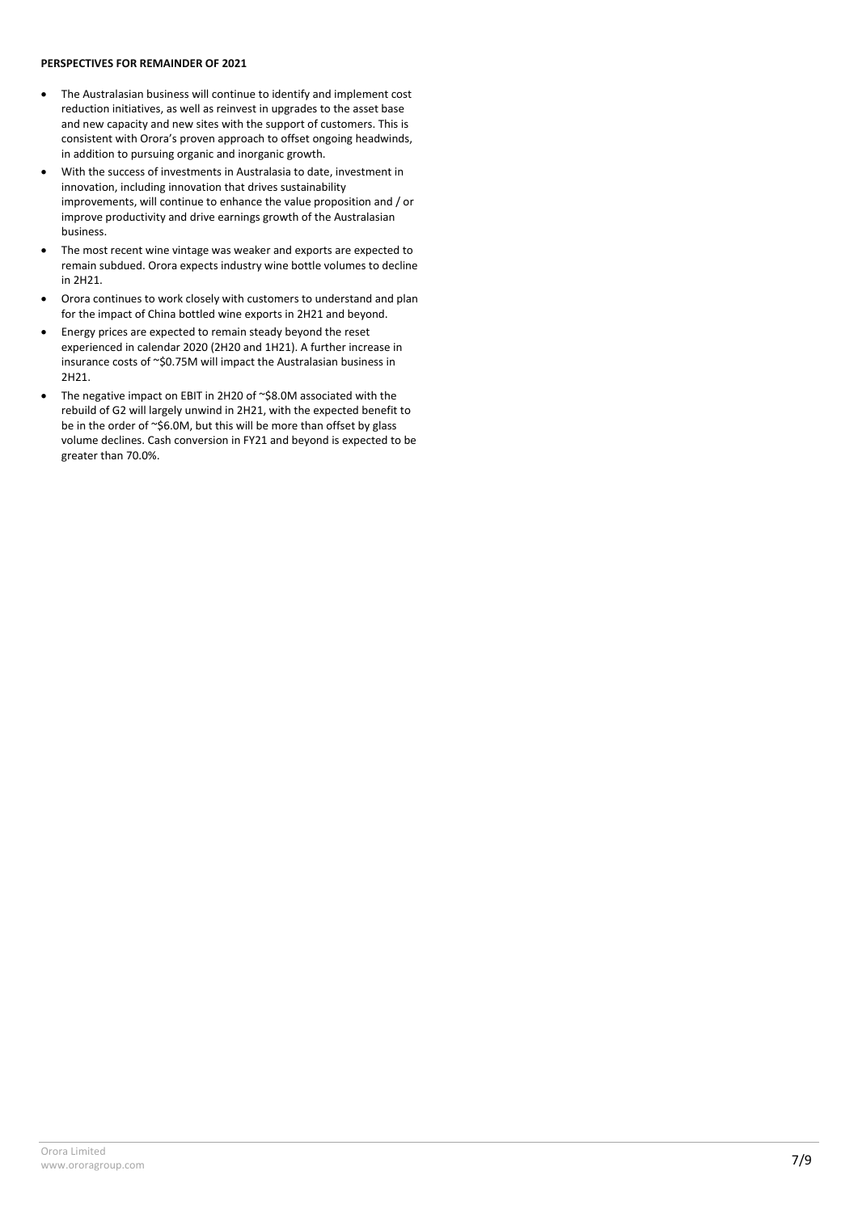**PERSPECTIVES FOR REMAINDER OF 2021**

- The Australasian business will continue to identify and implement cost reduction initiatives, as well as reinvest in upgrades to the asset base and new capacity and new sites with the support of customers. This is consistent with Orora's proven approach to offset ongoing headwinds, in addition to pursuing organic and inorganic growth.
- With the success of investments in Australasia to date, investment in innovation, including innovation that drives sustainability improvements, will continue to enhance the value proposition and / or improve productivity and drive earnings growth of the Australasian business.
- The most recent wine vintage was weaker and exports are expected to remain subdued. Orora expects industry wine bottle volumes to decline in 2H21.
- Orora continues to work closely with customers to understand and plan for the impact of China bottled wine exports in 2H21 and beyond.
- Energy prices are expected to remain steady beyond the reset experienced in calendar 2020 (2H20 and 1H21). A further increase in insurance costs of ~$0.75M will impact the Australasian business in 2H21.
- The negative impact on EBIT in 2H20 of ~$8.0M associated with the rebuild of G2 will largely unwind in 2H21, with the expected benefit to be in the order of ~$6.0M, but this will be more than offset by glass volume declines. Cash conversion in FY21 and beyond is expected to be greater than 70.0%.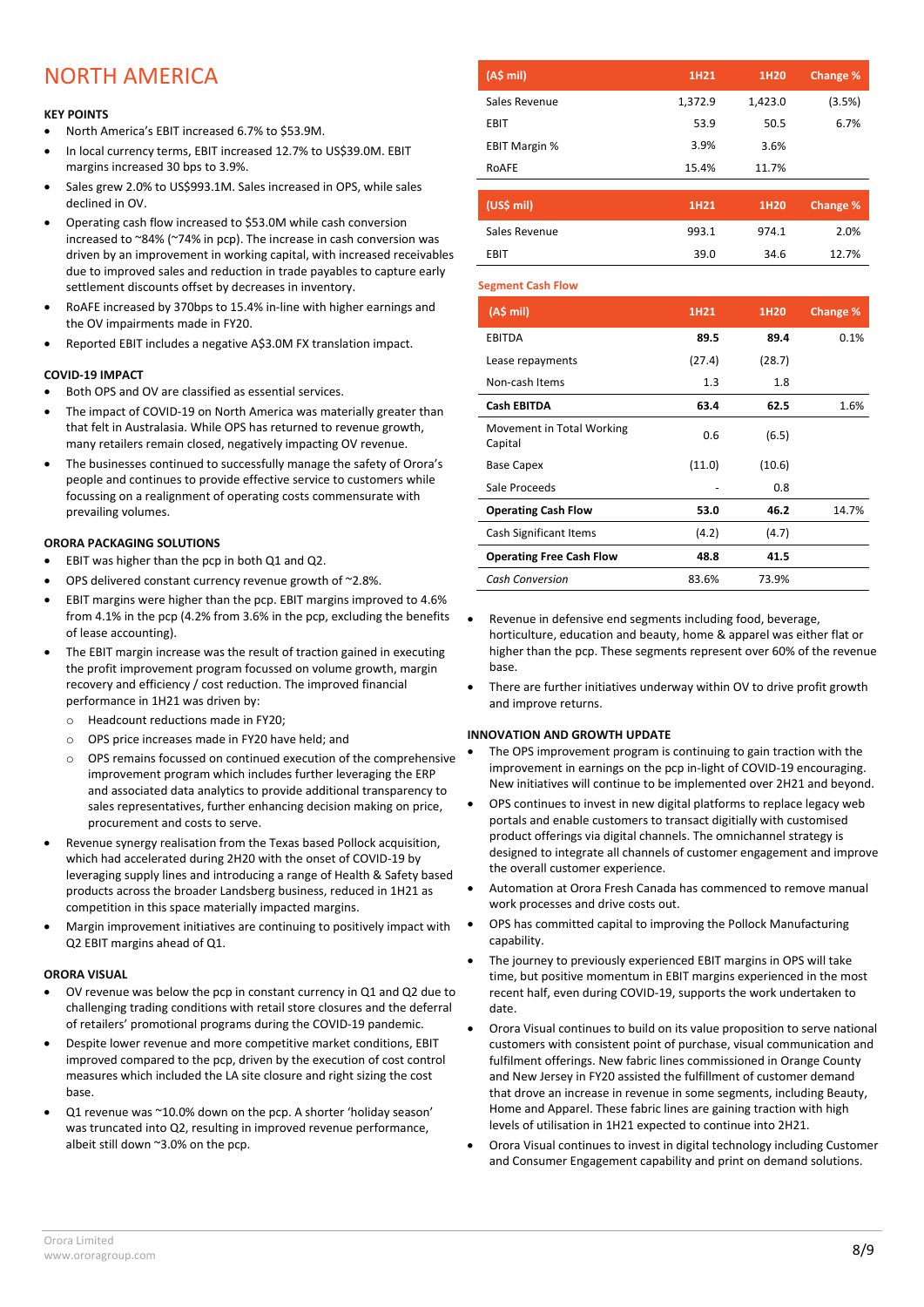# NORTH AMERICA

**KEY POINTS**

- North America's EBIT increased 6.7% to $53.9M.
- In local currency terms, EBIT increased 12.7% to US$39.0M. EBIT margins increased 30 bps to 3.9%.
- Sales grew 2.0% to US$993.1M. Sales increased in OPS, while sales declined in OV.
- Operating cash flow increased to $53.0M while cash conversion increased to ~84% (~74% in pcp). The increase in cash conversion was driven by an improvement in working capital, with increased receivables due to improved sales and reduction in trade payables to capture early settlement discounts offset by decreases in inventory.
- RoAFE increased by 370bps to 15.4% in-line with higher earnings and the OV impairments made in FY20.
- Reported EBIT includes a negative A$3.0M FX translation impact.

**COVID-19 IMPACT**

- Both OPS and OV are classified as essential services.
- The impact of COVID-19 on North America was materially greater than that felt in Australasia. While OPS has returned to revenue growth, many retailers remain closed, negatively impacting OV revenue.
- The businesses continued to successfully manage the safety of Orora's people and continues to provide effective service to customers while focussing on a realignment of operating costs commensurate with prevailing volumes.

**ORORA PACKAGING SOLUTIONS**

- EBIT was higher than the pcp in both Q1 and Q2.
- OPS delivered constant currency revenue growth of ~2.8%.
- EBIT margins were higher than the pcp. EBIT margins improved to 4.6% from 4.1% in the pcp (4.2% from 3.6% in the pcp, excluding the benefits of lease accounting).
- The EBIT margin increase was the result of traction gained in executing the profit improvement program focussed on volume growth, margin recovery and efficiency / cost reduction. The improved financial performance in 1H21 was driven by:
  - Headcount reductions made in FY20;
  - OPS price increases made in FY20 have held; and
  - OPS remains focussed on continued execution of the comprehensive improvement program which includes further leveraging the ERP and associated data analytics to provide additional transparency to sales representatives, further enhancing decision making on price, procurement and costs to serve.
- Revenue synergy realisation from the Texas based Pollock acquisition, which had accelerated during 2H20 with the onset of COVID-19 by leveraging supply lines and introducing a range of Health & Safety based products across the broader Landsberg business, reduced in 1H21 as competition in this space materially impacted margins.
- Margin improvement initiatives are continuing to positively impact with Q2 EBIT margins ahead of Q1.

**ORORA VISUAL**

- OV revenue was below the pcp in constant currency in Q1 and Q2 due to challenging trading conditions with retail store closures and the deferral of retailers' promotional programs during the COVID-19 pandemic.
- Despite lower revenue and more competitive market conditions, EBIT improved compared to the pcp, driven by the execution of cost control measures which included the LA site closure and right sizing the cost base.
- Q1 revenue was ~10.0% down on the pcp. A shorter 'holiday season' was truncated into Q2, resulting in improved revenue performance, albeit still down ~3.0% on the pcp.

| (A$ mil) | 1H21 | 1H20 | Change % |
|---|---|---|---|
| Sales Revenue | 1,372.9 | 1,423.0 | (3.5%) |
| EBIT | 53.9 | 50.5 | 6.7% |
| EBIT Margin % | 3.9% | 3.6% | |
| RoAFE | 15.4% | 11.7% | |

| (US$ mil) | 1H21 | 1H20 | Change % |
|---|---|---|---|
| Sales Revenue | 993.1 | 974.1 | 2.0% |
| EBIT | 39.0 | 34.6 | 12.7% |

**Segment Cash Flow**

| (A$ mil) | 1H21 | 1H20 | Change % |
|---|---|---|---|
| EBITDA | **89.5** | **89.4** | 0.1% |
| Lease repayments | (27.4) | (28.7) | |
| Non-cash Items | 1.3 | 1.8 | |
| **Cash EBITDA** | **63.4** | **62.5** | 1.6% |
| Movement in Total Working Capital | 0.6 | (6.5) | |
| Base Capex | (11.0) | (10.6) | |
| Sale Proceeds | - | 0.8 | |
| **Operating Cash Flow** | **53.0** | **46.2** | 14.7% |
| Cash Significant Items | (4.2) | (4.7) | |
| **Operating Free Cash Flow** | **48.8** | **41.5** | |
| *Cash Conversion* | 83.6% | 73.9% | |

- Revenue in defensive end segments including food, beverage, horticulture, education and beauty, home & apparel was either flat or higher than the pcp. These segments represent over 60% of the revenue base.
- There are further initiatives underway within OV to drive profit growth and improve returns.

**INNOVATION AND GROWTH UPDATE**

- The OPS improvement program is continuing to gain traction with the improvement in earnings on the pcp in-light of COVID-19 encouraging. New initiatives will continue to be implemented over 2H21 and beyond.
- OPS continues to invest in new digital platforms to replace legacy web portals and enable customers to transact digitially with customised product offerings via digital channels. The omnichannel strategy is designed to integrate all channels of customer engagement and improve the overall customer experience.
- Automation at Orora Fresh Canada has commenced to remove manual work processes and drive costs out.
- OPS has committed capital to improving the Pollock Manufacturing capability.
- The journey to previously experienced EBIT margins in OPS will take time, but positive momentum in EBIT margins experienced in the most recent half, even during COVID-19, supports the work undertaken to date.
- Orora Visual continues to build on its value proposition to serve national customers with consistent point of purchase, visual communication and fulfilment offerings. New fabric lines commissioned in Orange County and New Jersey in FY20 assisted the fulfillment of customer demand that drove an increase in revenue in some segments, including Beauty, Home and Apparel. These fabric lines are gaining traction with high levels of utilisation in 1H21 expected to continue into 2H21.
- Orora Visual continues to invest in digital technology including Customer and Consumer Engagement capability and print on demand solutions.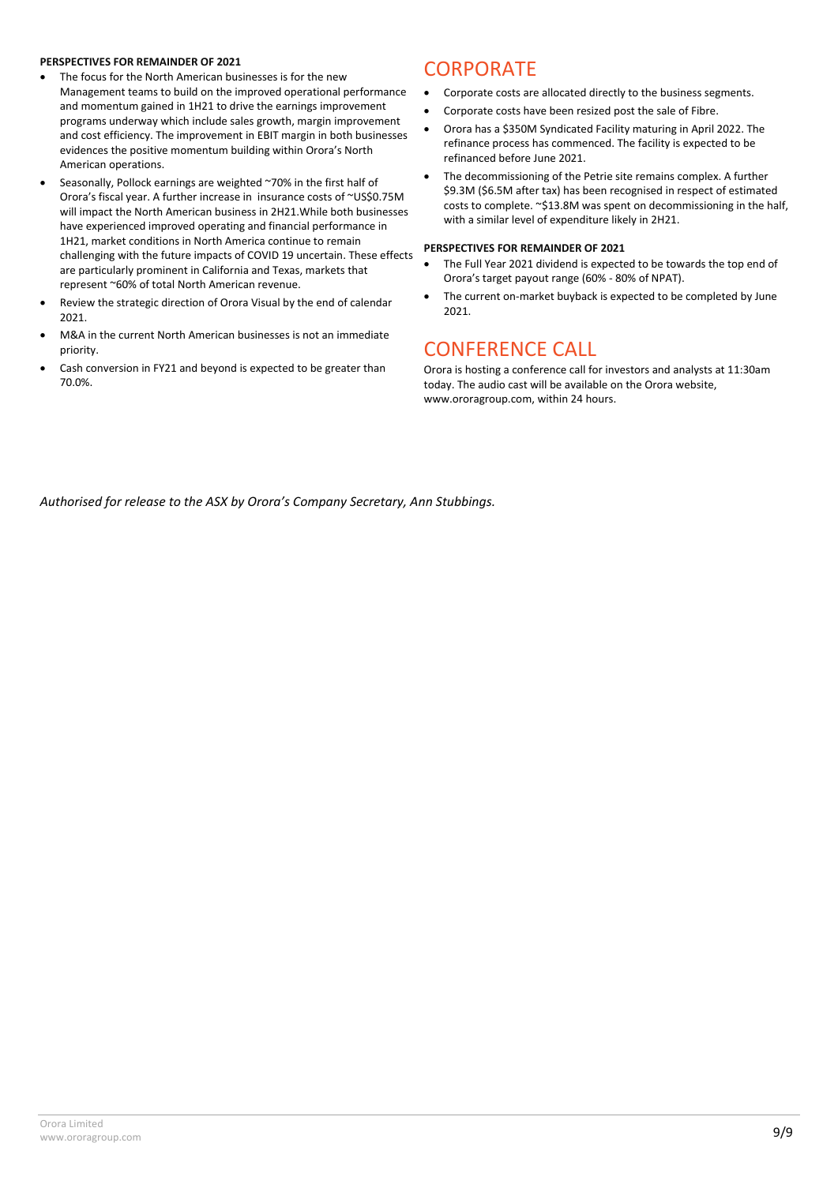**PERSPECTIVES FOR REMAINDER OF 2021**

- The focus for the North American businesses is for the new Management teams to build on the improved operational performance and momentum gained in 1H21 to drive the earnings improvement programs underway which include sales growth, margin improvement and cost efficiency. The improvement in EBIT margin in both businesses evidences the positive momentum building within Orora's North American operations.
- Seasonally, Pollock earnings are weighted ~70% in the first half of Orora's fiscal year. A further increase in insurance costs of ~US$0.75M will impact the North American business in 2H21.While both businesses have experienced improved operating and financial performance in 1H21, market conditions in North America continue to remain challenging with the future impacts of COVID 19 uncertain. These effects are particularly prominent in California and Texas, markets that represent ~60% of total North American revenue.
- Review the strategic direction of Orora Visual by the end of calendar 2021.
- M&A in the current North American businesses is not an immediate priority.
- Cash conversion in FY21 and beyond is expected to be greater than 70.0%.

# CORPORATE

- Corporate costs are allocated directly to the business segments.
- Corporate costs have been resized post the sale of Fibre.
- Orora has a $350M Syndicated Facility maturing in April 2022. The refinance process has commenced. The facility is expected to be refinanced before June 2021.
- The decommissioning of the Petrie site remains complex. A further $9.3M ($6.5M after tax) has been recognised in respect of estimated costs to complete. ~$13.8M was spent on decommissioning in the half, with a similar level of expenditure likely in 2H21.

**PERSPECTIVES FOR REMAINDER OF 2021**

- The Full Year 2021 dividend is expected to be towards the top end of Orora's target payout range (60% - 80% of NPAT).
- The current on-market buyback is expected to be completed by June 2021.

# CONFERENCE CALL

Orora is hosting a conference call for investors and analysts at 11:30am today. The audio cast will be available on the Orora website, www.ororagroup.com, within 24 hours.

*Authorised for release to the ASX by Orora's Company Secretary, Ann Stubbings.*